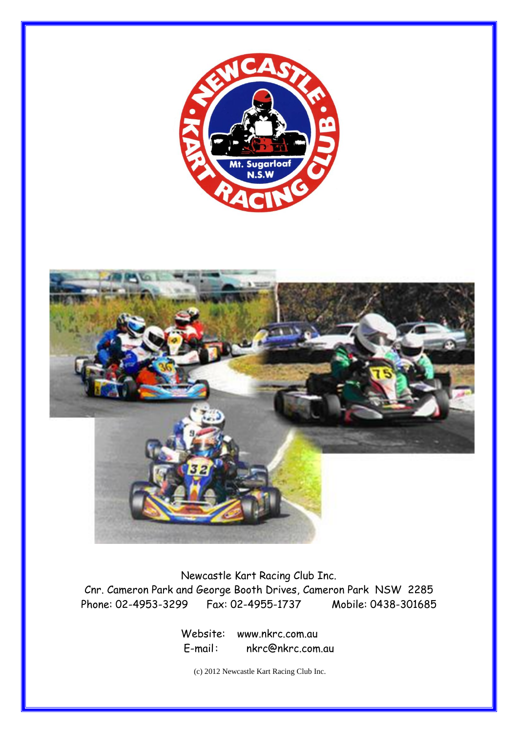Newcastle Kart Racing Club Inc.
Cnr. Cameron Park and George Booth Drives, Cameron Park NSW 2285
Phone: 02-4953-3299 Fax: 02-4955-1737 Mobile: 0438-301685

Website: www.nkrc.com.au
E-mail: nkrc@nkrc.com.au

(c) 2012 Newcastle Kart Racing Club Inc.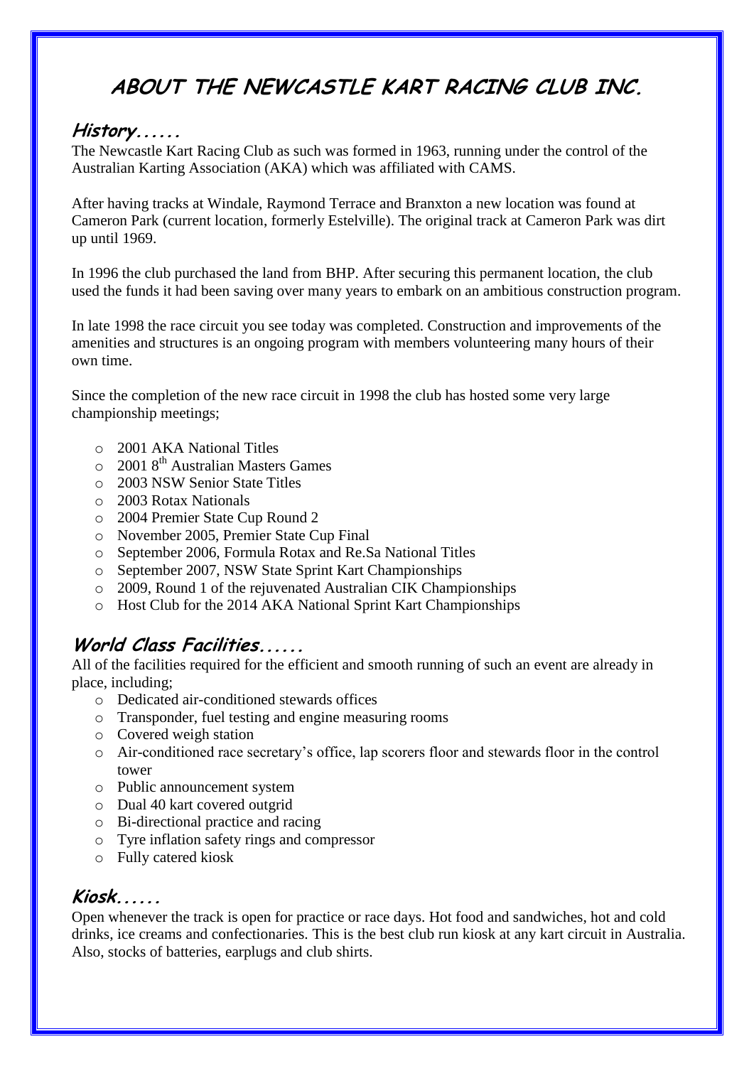# ABOUT THE NEWCASTLE KART RACING CLUB INC.

## History......

The Newcastle Kart Racing Club as such was formed in 1963, running under the control of the Australian Karting Association (AKA) which was affiliated with CAMS.

After having tracks at Windale, Raymond Terrace and Branxton a new location was found at Cameron Park (current location, formerly Estelville). The original track at Cameron Park was dirt up until 1969.

In 1996 the club purchased the land from BHP. After securing this permanent location, the club used the funds it had been saving over many years to embark on an ambitious construction program.

In late 1998 the race circuit you see today was completed. Construction and improvements of the amenities and structures is an ongoing program with members volunteering many hours of their own time.

Since the completion of the new race circuit in 1998 the club has hosted some very large championship meetings;

- 2001 AKA National Titles
- 2001 8th Australian Masters Games
- 2003 NSW Senior State Titles
- 2003 Rotax Nationals
- 2004 Premier State Cup Round 2
- November 2005, Premier State Cup Final
- September 2006, Formula Rotax and Re.Sa National Titles
- September 2007, NSW State Sprint Kart Championships
- 2009, Round 1 of the rejuvenated Australian CIK Championships
- Host Club for the 2014 AKA National Sprint Kart Championships

## World Class Facilities......

All of the facilities required for the efficient and smooth running of such an event are already in place, including;

- Dedicated air-conditioned stewards offices
- Transponder, fuel testing and engine measuring rooms
- Covered weigh station
- Air-conditioned race secretary's office, lap scorers floor and stewards floor in the control tower
- Public announcement system
- Dual 40 kart covered outgrid
- Bi-directional practice and racing
- Tyre inflation safety rings and compressor
- Fully catered kiosk

## Kiosk......

Open whenever the track is open for practice or race days. Hot food and sandwiches, hot and cold drinks, ice creams and confectionaries. This is the best club run kiosk at any kart circuit in Australia. Also, stocks of batteries, earplugs and club shirts.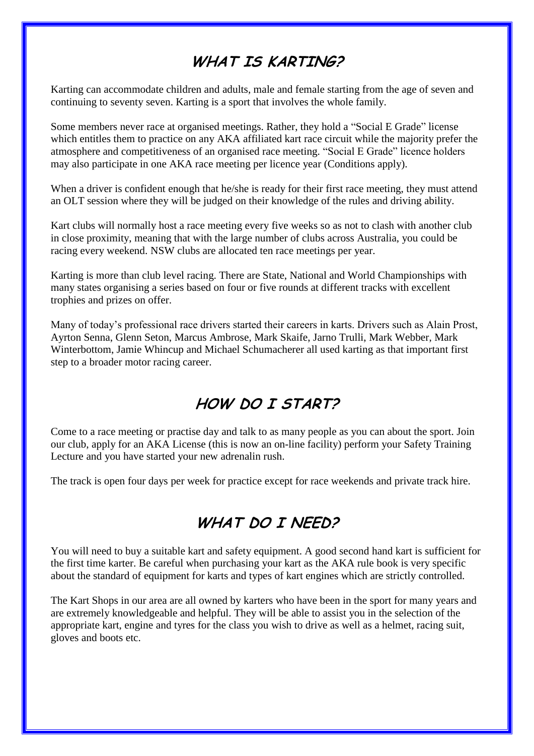## WHAT IS KARTING?

Karting can accommodate children and adults, male and female starting from the age of seven and continuing to seventy seven. Karting is a sport that involves the whole family.

Some members never race at organised meetings. Rather, they hold a "Social E Grade" license which entitles them to practice on any AKA affiliated kart race circuit while the majority prefer the atmosphere and competitiveness of an organised race meeting. "Social E Grade" licence holders may also participate in one AKA race meeting per licence year (Conditions apply).

When a driver is confident enough that he/she is ready for their first race meeting, they must attend an OLT session where they will be judged on their knowledge of the rules and driving ability.

Kart clubs will normally host a race meeting every five weeks so as not to clash with another club in close proximity, meaning that with the large number of clubs across Australia, you could be racing every weekend. NSW clubs are allocated ten race meetings per year.

Karting is more than club level racing. There are State, National and World Championships with many states organising a series based on four or five rounds at different tracks with excellent trophies and prizes on offer.

Many of today's professional race drivers started their careers in karts. Drivers such as Alain Prost, Ayrton Senna, Glenn Seton, Marcus Ambrose, Mark Skaife, Jarno Trulli, Mark Webber, Mark Winterbottom, Jamie Whincup and Michael Schumacherer all used karting as that important first step to a broader motor racing career.

## HOW DO I START?

Come to a race meeting or practise day and talk to as many people as you can about the sport. Join our club, apply for an AKA License (this is now an on-line facility) perform your Safety Training Lecture and you have started your new adrenalin rush.

The track is open four days per week for practice except for race weekends and private track hire.

## WHAT DO I NEED?

You will need to buy a suitable kart and safety equipment. A good second hand kart is sufficient for the first time karter. Be careful when purchasing your kart as the AKA rule book is very specific about the standard of equipment for karts and types of kart engines which are strictly controlled.

The Kart Shops in our area are all owned by karters who have been in the sport for many years and are extremely knowledgeable and helpful. They will be able to assist you in the selection of the appropriate kart, engine and tyres for the class you wish to drive as well as a helmet, racing suit, gloves and boots etc.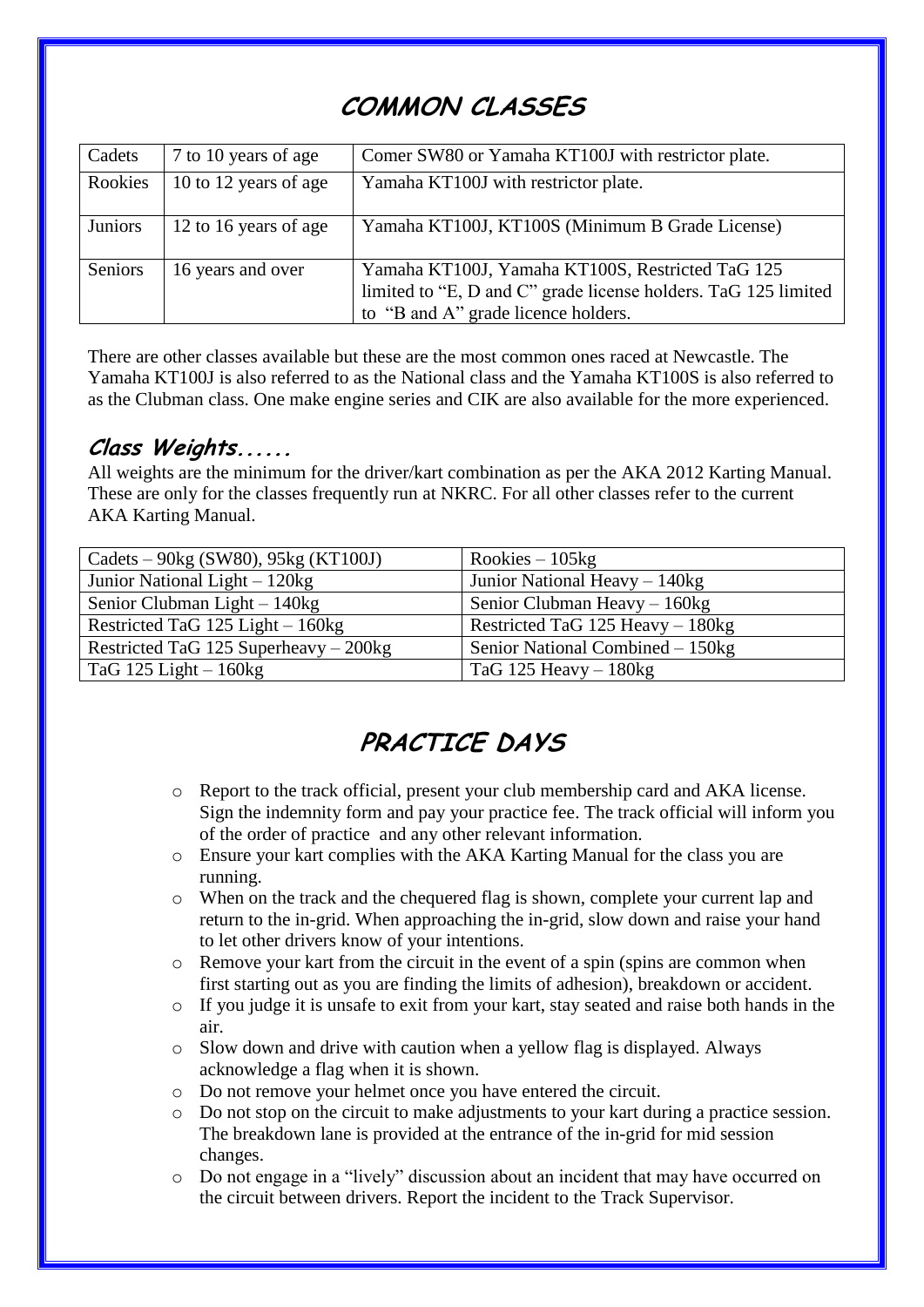# COMMON CLASSES

| | | |
|---|---|---|
| Cadets | 7 to 10 years of age | Comer SW80 or Yamaha KT100J with restrictor plate. |
| Rookies | 10 to 12 years of age | Yamaha KT100J with restrictor plate. |
| Juniors | 12 to 16 years of age | Yamaha KT100J, KT100S (Minimum B Grade License) |
| Seniors | 16 years and over | Yamaha KT100J, Yamaha KT100S, Restricted TaG 125 limited to "E, D and C" grade license holders. TaG 125 limited to "B and A" grade licence holders. |

There are other classes available but these are the most common ones raced at Newcastle. The Yamaha KT100J is also referred to as the National class and the Yamaha KT100S is also referred to as the Clubman class. One make engine series and CIK are also available for the more experienced.

## Class Weights......

All weights are the minimum for the driver/kart combination as per the AKA 2012 Karting Manual. These are only for the classes frequently run at NKRC. For all other classes refer to the current AKA Karting Manual.

| | |
|---|---|
| Cadets – 90kg (SW80), 95kg (KT100J) | Rookies – 105kg |
| Junior National Light – 120kg | Junior National Heavy – 140kg |
| Senior Clubman Light – 140kg | Senior Clubman Heavy – 160kg |
| Restricted TaG 125 Light – 160kg | Restricted TaG 125 Heavy – 180kg |
| Restricted TaG 125 Superheavy – 200kg | Senior National Combined – 150kg |
| TaG 125 Light – 160kg | TaG 125 Heavy – 180kg |

# PRACTICE DAYS

- Report to the track official, present your club membership card and AKA license. Sign the indemnity form and pay your practice fee. The track official will inform you of the order of practice and any other relevant information.
- Ensure your kart complies with the AKA Karting Manual for the class you are running.
- When on the track and the chequered flag is shown, complete your current lap and return to the in-grid. When approaching the in-grid, slow down and raise your hand to let other drivers know of your intentions.
- Remove your kart from the circuit in the event of a spin (spins are common when first starting out as you are finding the limits of adhesion), breakdown or accident.
- If you judge it is unsafe to exit from your kart, stay seated and raise both hands in the air.
- Slow down and drive with caution when a yellow flag is displayed. Always acknowledge a flag when it is shown.
- Do not remove your helmet once you have entered the circuit.
- Do not stop on the circuit to make adjustments to your kart during a practice session. The breakdown lane is provided at the entrance of the in-grid for mid session changes.
- Do not engage in a "lively" discussion about an incident that may have occurred on the circuit between drivers. Report the incident to the Track Supervisor.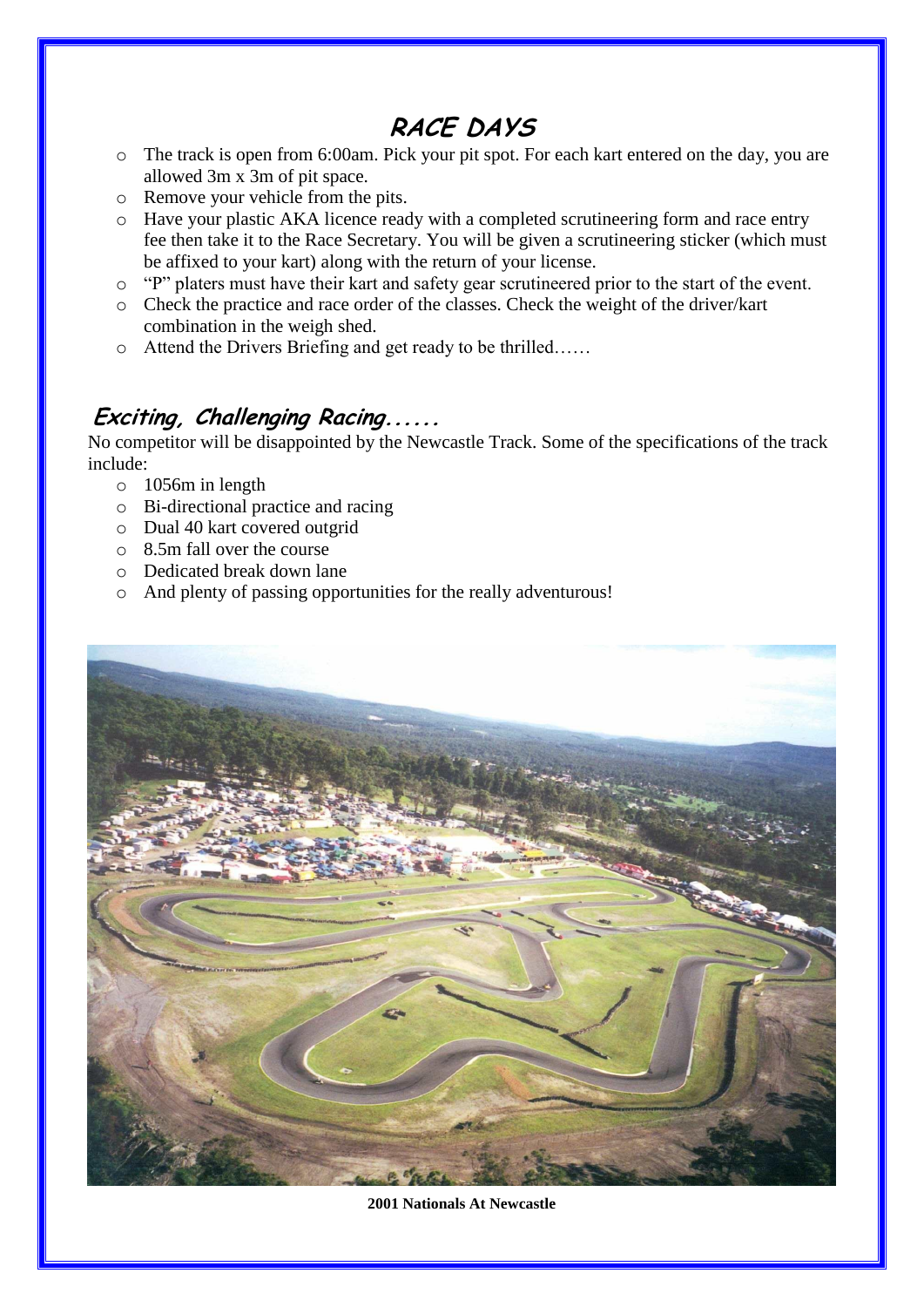# RACE DAYS

- The track is open from 6:00am. Pick your pit spot. For each kart entered on the day, you are allowed 3m x 3m of pit space.
- Remove your vehicle from the pits.
- Have your plastic AKA licence ready with a completed scrutineering form and race entry fee then take it to the Race Secretary. You will be given a scrutineering sticker (which must be affixed to your kart) along with the return of your license.
- "P" platers must have their kart and safety gear scrutineered prior to the start of the event.
- Check the practice and race order of the classes. Check the weight of the driver/kart combination in the weigh shed.
- Attend the Drivers Briefing and get ready to be thrilled……

## Exciting, Challenging Racing......

No competitor will be disappointed by the Newcastle Track. Some of the specifications of the track include:

- 1056m in length
- Bi-directional practice and racing
- Dual 40 kart covered outgrid
- 8.5m fall over the course
- Dedicated break down lane
- And plenty of passing opportunities for the really adventurous!

**2001 Nationals At Newcastle**